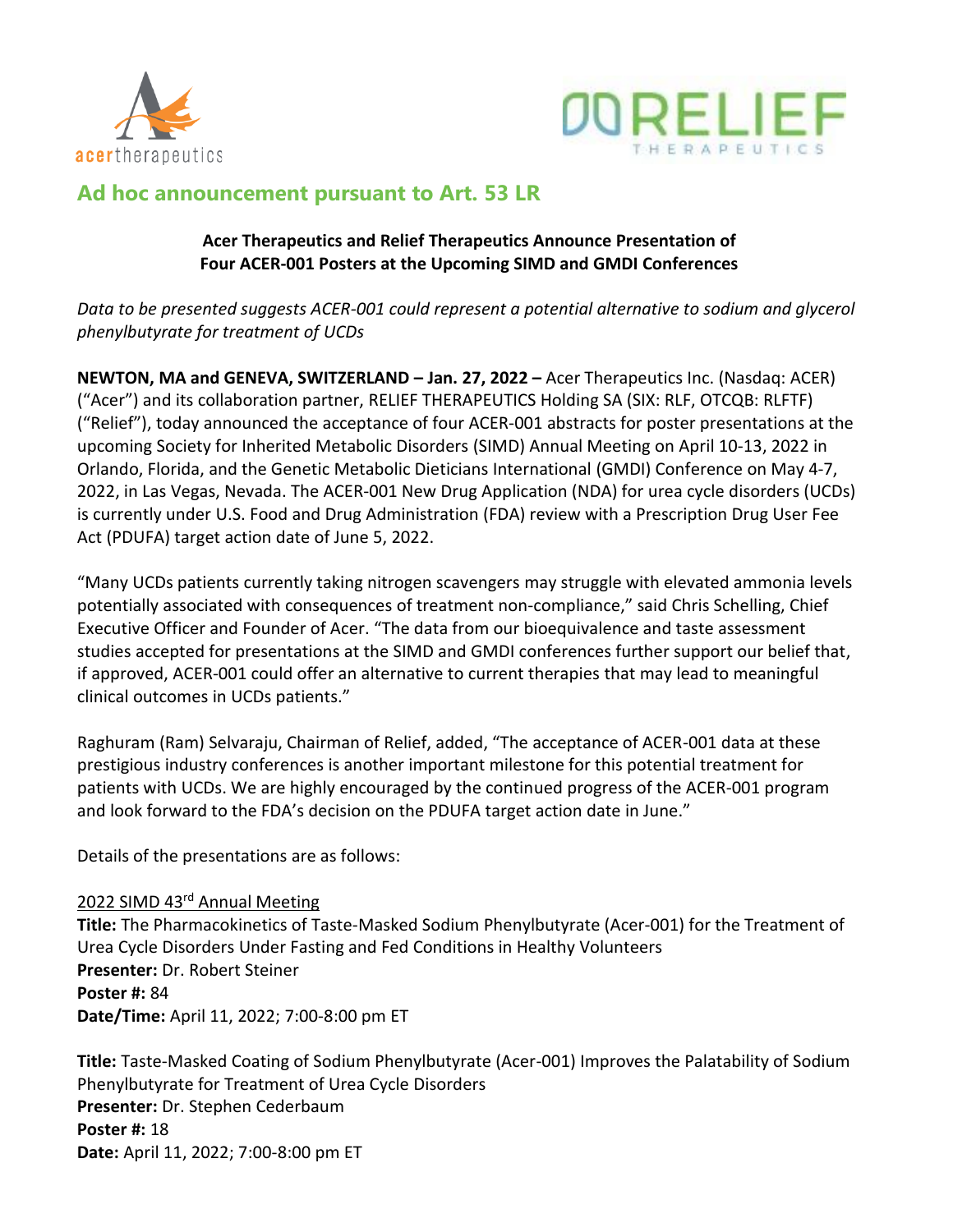## Ad hoc announcement pursuant to Art. 53 LR

**Acer Therapeutics and Relief Therapeutics Announce Presentation of Four ACER-001 Posters at the Upcoming SIMD and GMDI Conferences**

*Data to be presented suggests ACER-001 could represent a potential alternative to sodium and glycerol phenylbutyrate for treatment of UCDs*

**NEWTON, MA and GENEVA, SWITZERLAND – Jan. 27, 2022 –** Acer Therapeutics Inc. (Nasdaq: ACER) ("Acer") and its collaboration partner, RELIEF THERAPEUTICS Holding SA (SIX: RLF, OTCQB: RLFTF) ("Relief"), today announced the acceptance of four ACER-001 abstracts for poster presentations at the upcoming Society for Inherited Metabolic Disorders (SIMD) Annual Meeting on April 10-13, 2022 in Orlando, Florida, and the Genetic Metabolic Dieticians International (GMDI) Conference on May 4-7, 2022, in Las Vegas, Nevada. The ACER-001 New Drug Application (NDA) for urea cycle disorders (UCDs) is currently under U.S. Food and Drug Administration (FDA) review with a Prescription Drug User Fee Act (PDUFA) target action date of June 5, 2022.

"Many UCDs patients currently taking nitrogen scavengers may struggle with elevated ammonia levels potentially associated with consequences of treatment non-compliance," said Chris Schelling, Chief Executive Officer and Founder of Acer. "The data from our bioequivalence and taste assessment studies accepted for presentations at the SIMD and GMDI conferences further support our belief that, if approved, ACER-001 could offer an alternative to current therapies that may lead to meaningful clinical outcomes in UCDs patients."

Raghuram (Ram) Selvaraju, Chairman of Relief, added, "The acceptance of ACER-001 data at these prestigious industry conferences is another important milestone for this potential treatment for patients with UCDs. We are highly encouraged by the continued progress of the ACER-001 program and look forward to the FDA's decision on the PDUFA target action date in June."

Details of the presentations are as follows:

2022 SIMD 43rd Annual Meeting

**Title:** The Pharmacokinetics of Taste-Masked Sodium Phenylbutyrate (Acer-001) for the Treatment of Urea Cycle Disorders Under Fasting and Fed Conditions in Healthy Volunteers
**Presenter:** Dr. Robert Steiner
**Poster #:** 84
**Date/Time:** April 11, 2022; 7:00-8:00 pm ET

**Title:** Taste-Masked Coating of Sodium Phenylbutyrate (Acer-001) Improves the Palatability of Sodium Phenylbutyrate for Treatment of Urea Cycle Disorders
**Presenter:** Dr. Stephen Cederbaum
**Poster #:** 18
**Date:** April 11, 2022; 7:00-8:00 pm ET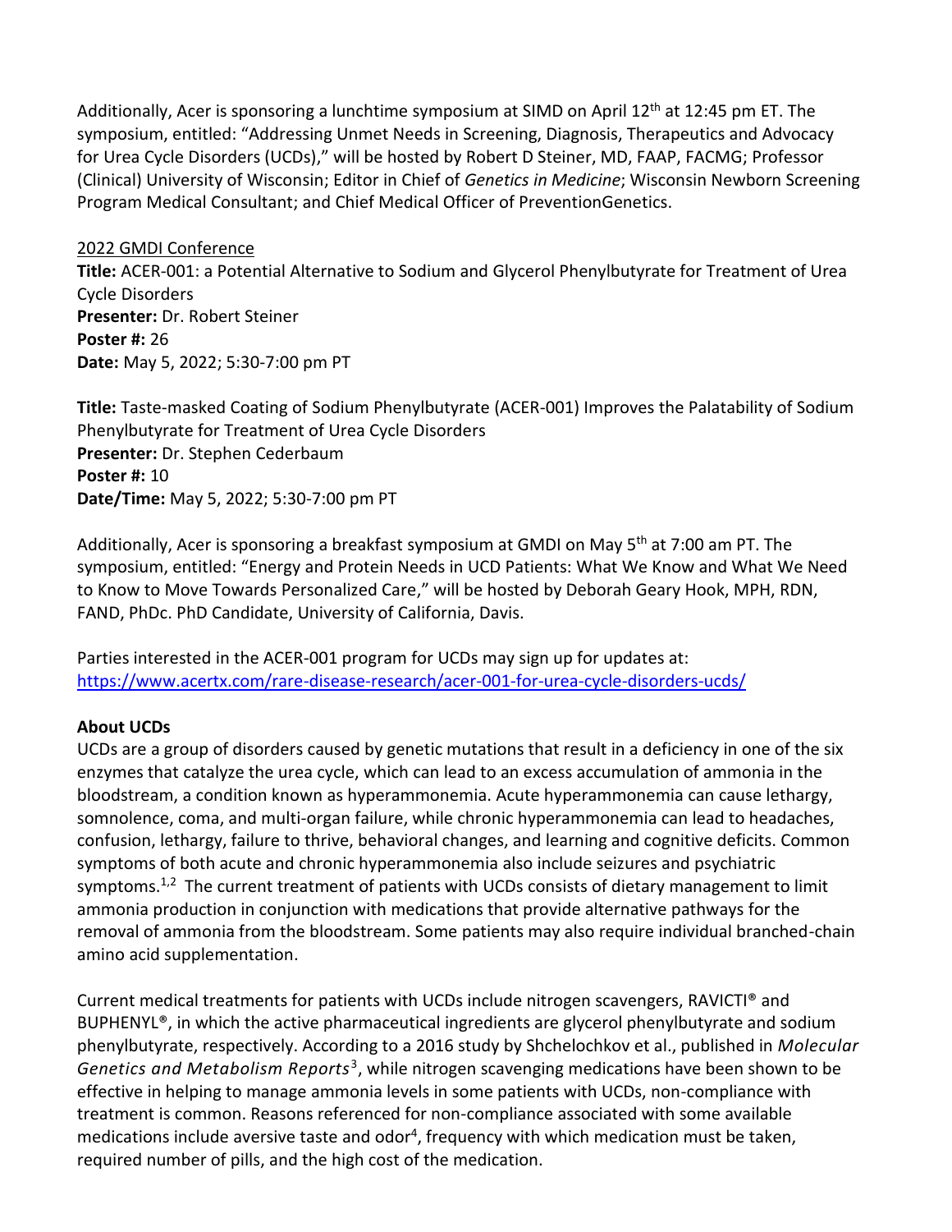Additionally, Acer is sponsoring a lunchtime symposium at SIMD on April 12th at 12:45 pm ET. The symposium, entitled: "Addressing Unmet Needs in Screening, Diagnosis, Therapeutics and Advocacy for Urea Cycle Disorders (UCDs)," will be hosted by Robert D Steiner, MD, FAAP, FACMG; Professor (Clinical) University of Wisconsin; Editor in Chief of *Genetics in Medicine*; Wisconsin Newborn Screening Program Medical Consultant; and Chief Medical Officer of PreventionGenetics.

2022 GMDI Conference

**Title:** ACER-001: a Potential Alternative to Sodium and Glycerol Phenylbutyrate for Treatment of Urea Cycle Disorders
**Presenter:** Dr. Robert Steiner
**Poster #:** 26
**Date:** May 5, 2022; 5:30-7:00 pm PT

**Title:** Taste-masked Coating of Sodium Phenylbutyrate (ACER-001) Improves the Palatability of Sodium Phenylbutyrate for Treatment of Urea Cycle Disorders
**Presenter:** Dr. Stephen Cederbaum
**Poster #:** 10
**Date/Time:** May 5, 2022; 5:30-7:00 pm PT

Additionally, Acer is sponsoring a breakfast symposium at GMDI on May 5th at 7:00 am PT. The symposium, entitled: "Energy and Protein Needs in UCD Patients: What We Know and What We Need to Know to Move Towards Personalized Care," will be hosted by Deborah Geary Hook, MPH, RDN, FAND, PhDc. PhD Candidate, University of California, Davis.

Parties interested in the ACER-001 program for UCDs may sign up for updates at: https://www.acertx.com/rare-disease-research/acer-001-for-urea-cycle-disorders-ucds/

**About UCDs**

UCDs are a group of disorders caused by genetic mutations that result in a deficiency in one of the six enzymes that catalyze the urea cycle, which can lead to an excess accumulation of ammonia in the bloodstream, a condition known as hyperammonemia. Acute hyperammonemia can cause lethargy, somnolence, coma, and multi-organ failure, while chronic hyperammonemia can lead to headaches, confusion, lethargy, failure to thrive, behavioral changes, and learning and cognitive deficits. Common symptoms of both acute and chronic hyperammonemia also include seizures and psychiatric symptoms.[1,2] The current treatment of patients with UCDs consists of dietary management to limit ammonia production in conjunction with medications that provide alternative pathways for the removal of ammonia from the bloodstream. Some patients may also require individual branched-chain amino acid supplementation.

Current medical treatments for patients with UCDs include nitrogen scavengers, RAVICTI® and BUPHENYL®, in which the active pharmaceutical ingredients are glycerol phenylbutyrate and sodium phenylbutyrate, respectively. According to a 2016 study by Shchelochkov et al., published in *Molecular Genetics and Metabolism Reports*[3], while nitrogen scavenging medications have been shown to be effective in helping to manage ammonia levels in some patients with UCDs, non-compliance with treatment is common. Reasons referenced for non-compliance associated with some available medications include aversive taste and odor[4], frequency with which medication must be taken, required number of pills, and the high cost of the medication.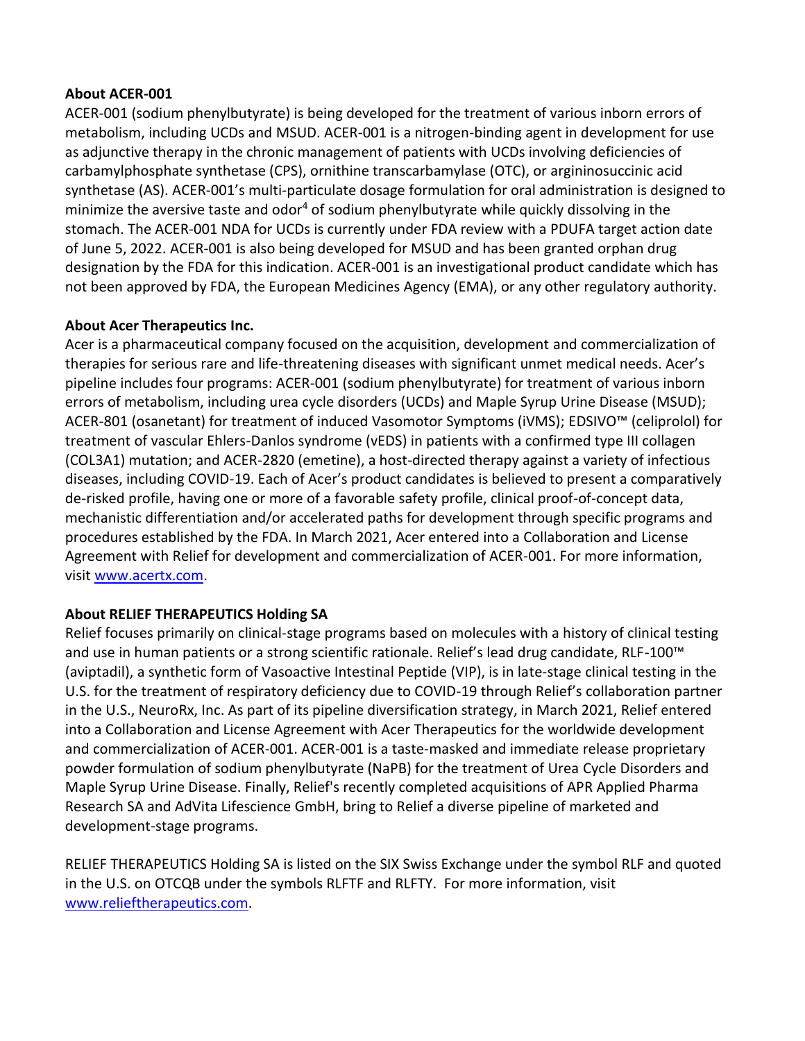**About ACER-001**

ACER-001 (sodium phenylbutyrate) is being developed for the treatment of various inborn errors of metabolism, including UCDs and MSUD. ACER-001 is a nitrogen-binding agent in development for use as adjunctive therapy in the chronic management of patients with UCDs involving deficiencies of carbamylphosphate synthetase (CPS), ornithine transcarbamylase (OTC), or argininosuccinic acid synthetase (AS). ACER-001's multi-particulate dosage formulation for oral administration is designed to minimize the aversive taste and odor[4] of sodium phenylbutyrate while quickly dissolving in the stomach. The ACER-001 NDA for UCDs is currently under FDA review with a PDUFA target action date of June 5, 2022. ACER-001 is also being developed for MSUD and has been granted orphan drug designation by the FDA for this indication. ACER-001 is an investigational product candidate which has not been approved by FDA, the European Medicines Agency (EMA), or any other regulatory authority.

**About Acer Therapeutics Inc.**

Acer is a pharmaceutical company focused on the acquisition, development and commercialization of therapies for serious rare and life-threatening diseases with significant unmet medical needs. Acer's pipeline includes four programs: ACER-001 (sodium phenylbutyrate) for treatment of various inborn errors of metabolism, including urea cycle disorders (UCDs) and Maple Syrup Urine Disease (MSUD); ACER-801 (osanetant) for treatment of induced Vasomotor Symptoms (iVMS); EDSIVO™ (celiprolol) for treatment of vascular Ehlers-Danlos syndrome (vEDS) in patients with a confirmed type III collagen (COL3A1) mutation; and ACER-2820 (emetine), a host-directed therapy against a variety of infectious diseases, including COVID-19. Each of Acer's product candidates is believed to present a comparatively de-risked profile, having one or more of a favorable safety profile, clinical proof-of-concept data, mechanistic differentiation and/or accelerated paths for development through specific programs and procedures established by the FDA. In March 2021, Acer entered into a Collaboration and License Agreement with Relief for development and commercialization of ACER-001. For more information, visit [www.acertx.com](http://www.acertx.com).

**About RELIEF THERAPEUTICS Holding SA**

Relief focuses primarily on clinical-stage programs based on molecules with a history of clinical testing and use in human patients or a strong scientific rationale. Relief's lead drug candidate, RLF-100™ (aviptadil), a synthetic form of Vasoactive Intestinal Peptide (VIP), is in late-stage clinical testing in the U.S. for the treatment of respiratory deficiency due to COVID-19 through Relief's collaboration partner in the U.S., NeuroRx, Inc. As part of its pipeline diversification strategy, in March 2021, Relief entered into a Collaboration and License Agreement with Acer Therapeutics for the worldwide development and commercialization of ACER-001. ACER-001 is a taste-masked and immediate release proprietary powder formulation of sodium phenylbutyrate (NaPB) for the treatment of Urea Cycle Disorders and Maple Syrup Urine Disease. Finally, Relief's recently completed acquisitions of APR Applied Pharma Research SA and AdVita Lifescience GmbH, bring to Relief a diverse pipeline of marketed and development-stage programs.

RELIEF THERAPEUTICS Holding SA is listed on the SIX Swiss Exchange under the symbol RLF and quoted in the U.S. on OTCQB under the symbols RLFTF and RLFTY. For more information, visit [www.relieftherapeutics.com](http://www.relieftherapeutics.com).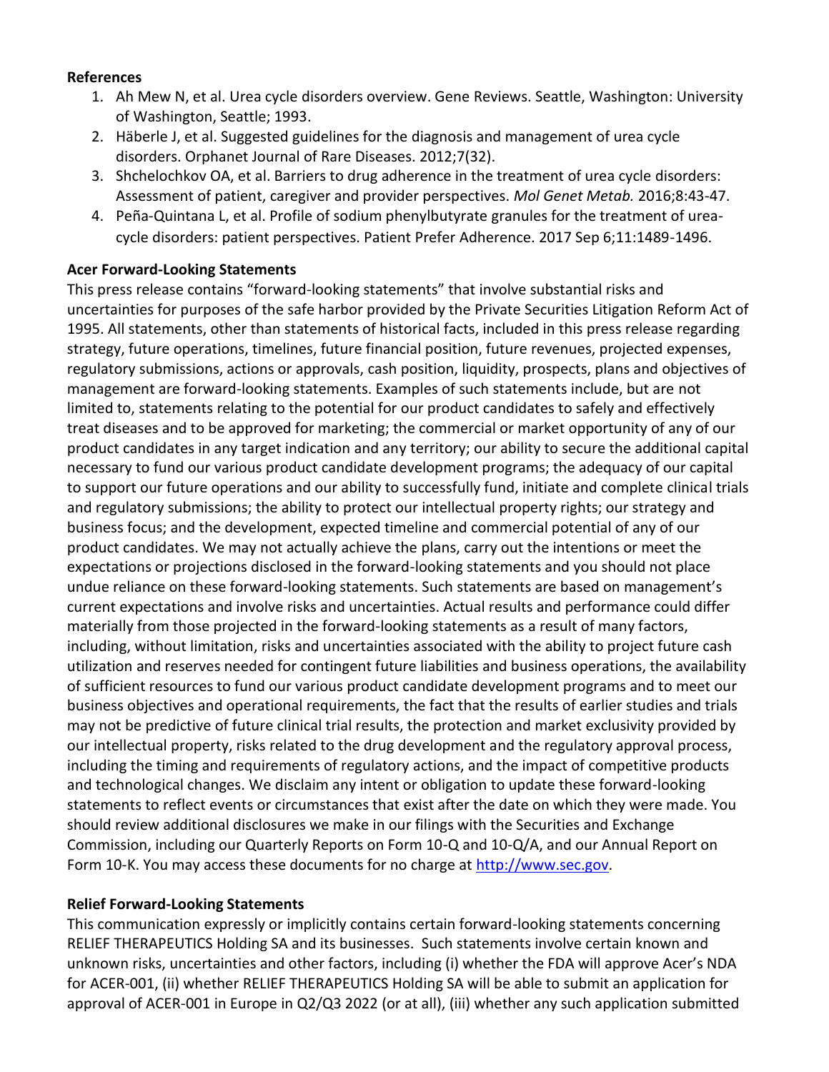**References**

1. Ah Mew N, et al. Urea cycle disorders overview. Gene Reviews. Seattle, Washington: University of Washington, Seattle; 1993.
2. Häberle J, et al. Suggested guidelines for the diagnosis and management of urea cycle disorders. Orphanet Journal of Rare Diseases. 2012;7(32).
3. Shchelochkov OA, et al. Barriers to drug adherence in the treatment of urea cycle disorders: Assessment of patient, caregiver and provider perspectives. *Mol Genet Metab.* 2016;8:43-47.
4. Peña-Quintana L, et al. Profile of sodium phenylbutyrate granules for the treatment of urea-cycle disorders: patient perspectives. Patient Prefer Adherence. 2017 Sep 6;11:1489-1496.

**Acer Forward-Looking Statements**

This press release contains "forward-looking statements" that involve substantial risks and uncertainties for purposes of the safe harbor provided by the Private Securities Litigation Reform Act of 1995. All statements, other than statements of historical facts, included in this press release regarding strategy, future operations, timelines, future financial position, future revenues, projected expenses, regulatory submissions, actions or approvals, cash position, liquidity, prospects, plans and objectives of management are forward-looking statements. Examples of such statements include, but are not limited to, statements relating to the potential for our product candidates to safely and effectively treat diseases and to be approved for marketing; the commercial or market opportunity of any of our product candidates in any target indication and any territory; our ability to secure the additional capital necessary to fund our various product candidate development programs; the adequacy of our capital to support our future operations and our ability to successfully fund, initiate and complete clinical trials and regulatory submissions; the ability to protect our intellectual property rights; our strategy and business focus; and the development, expected timeline and commercial potential of any of our product candidates. We may not actually achieve the plans, carry out the intentions or meet the expectations or projections disclosed in the forward-looking statements and you should not place undue reliance on these forward-looking statements. Such statements are based on management's current expectations and involve risks and uncertainties. Actual results and performance could differ materially from those projected in the forward-looking statements as a result of many factors, including, without limitation, risks and uncertainties associated with the ability to project future cash utilization and reserves needed for contingent future liabilities and business operations, the availability of sufficient resources to fund our various product candidate development programs and to meet our business objectives and operational requirements, the fact that the results of earlier studies and trials may not be predictive of future clinical trial results, the protection and market exclusivity provided by our intellectual property, risks related to the drug development and the regulatory approval process, including the timing and requirements of regulatory actions, and the impact of competitive products and technological changes. We disclaim any intent or obligation to update these forward-looking statements to reflect events or circumstances that exist after the date on which they were made. You should review additional disclosures we make in our filings with the Securities and Exchange Commission, including our Quarterly Reports on Form 10-Q and 10-Q/A, and our Annual Report on Form 10-K. You may access these documents for no charge at http://www.sec.gov.

**Relief Forward-Looking Statements**

This communication expressly or implicitly contains certain forward-looking statements concerning RELIEF THERAPEUTICS Holding SA and its businesses. Such statements involve certain known and unknown risks, uncertainties and other factors, including (i) whether the FDA will approve Acer's NDA for ACER-001, (ii) whether RELIEF THERAPEUTICS Holding SA will be able to submit an application for approval of ACER-001 in Europe in Q2/Q3 2022 (or at all), (iii) whether any such application submitted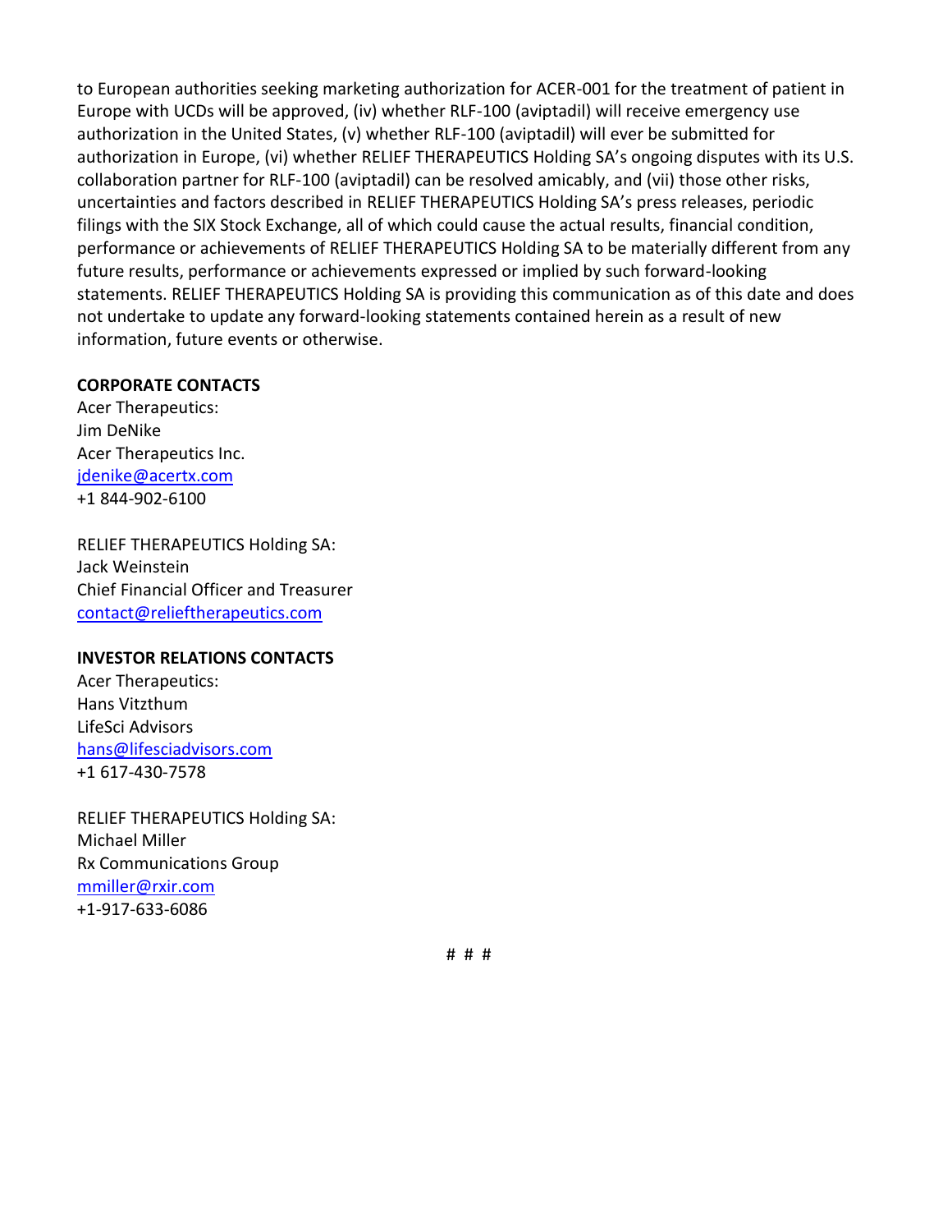to European authorities seeking marketing authorization for ACER-001 for the treatment of patient in Europe with UCDs will be approved, (iv) whether RLF-100 (aviptadil) will receive emergency use authorization in the United States, (v) whether RLF-100 (aviptadil) will ever be submitted for authorization in Europe, (vi) whether RELIEF THERAPEUTICS Holding SA's ongoing disputes with its U.S. collaboration partner for RLF-100 (aviptadil) can be resolved amicably, and (vii) those other risks, uncertainties and factors described in RELIEF THERAPEUTICS Holding SA's press releases, periodic filings with the SIX Stock Exchange, all of which could cause the actual results, financial condition, performance or achievements of RELIEF THERAPEUTICS Holding SA to be materially different from any future results, performance or achievements expressed or implied by such forward-looking statements. RELIEF THERAPEUTICS Holding SA is providing this communication as of this date and does not undertake to update any forward-looking statements contained herein as a result of new information, future events or otherwise.

**CORPORATE CONTACTS**

Acer Therapeutics:
Jim DeNike
Acer Therapeutics Inc.
jdenike@acertx.com
+1 844-902-6100

RELIEF THERAPEUTICS Holding SA:
Jack Weinstein
Chief Financial Officer and Treasurer
contact@relieftherapeutics.com

**INVESTOR RELATIONS CONTACTS**

Acer Therapeutics:
Hans Vitzthum
LifeSci Advisors
hans@lifesciadvisors.com
+1 617-430-7578

RELIEF THERAPEUTICS Holding SA:
Michael Miller
Rx Communications Group
mmiller@rxir.com
+1-917-633-6086

# # #